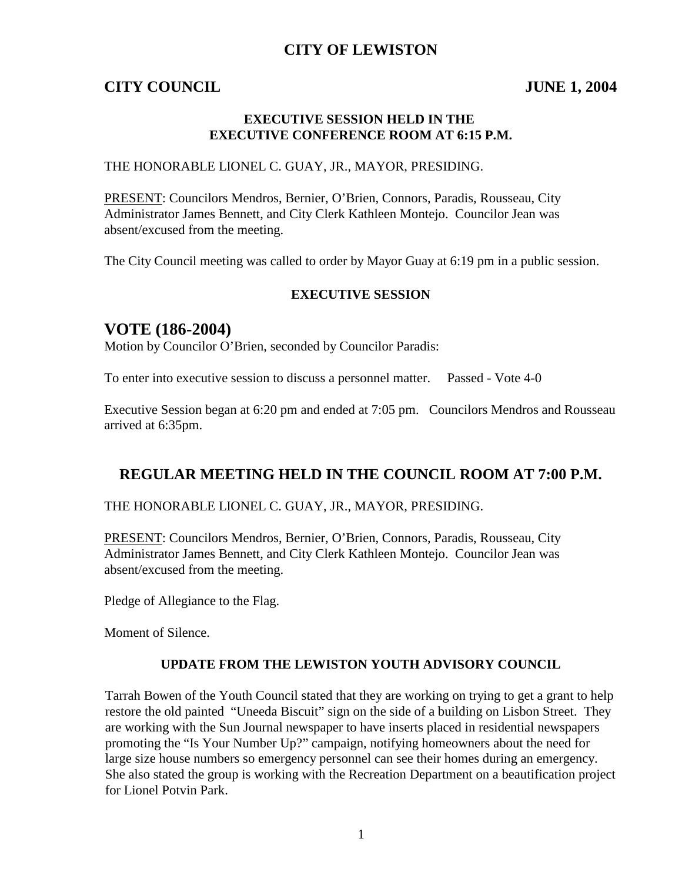# CITY OF LEWISTON

## CITY COUNCIL JUNE 1, 2004

### EXECUTIVE SESSION HELD IN THE EXECUTIVE CONFERENCE ROOM AT 6:15 P.M.

THE HONORABLE LIONEL C. GUAY, JR., MAYOR, PRESIDING.

PRESENT: Councilors Mendros, Bernier, O'Brien, Connors, Paradis, Rousseau, City Administrator James Bennett, and City Clerk Kathleen Montejo. Councilor Jean was absent/excused from the meeting.

The City Council meeting was called to order by Mayor Guay at 6:19 pm in a public session.

### EXECUTIVE SESSION

## VOTE (186-2004)

Motion by Councilor O'Brien, seconded by Councilor Paradis:

To enter into executive session to discuss a personnel matter. Passed - Vote 4-0

Executive Session began at 6:20 pm and ended at 7:05 pm. Councilors Mendros and Rousseau arrived at 6:35pm.

## REGULAR MEETING HELD IN THE COUNCIL ROOM AT 7:00 P.M.

THE HONORABLE LIONEL C. GUAY, JR., MAYOR, PRESIDING.

PRESENT: Councilors Mendros, Bernier, O'Brien, Connors, Paradis, Rousseau, City Administrator James Bennett, and City Clerk Kathleen Montejo. Councilor Jean was absent/excused from the meeting.

Pledge of Allegiance to the Flag.

Moment of Silence.

### UPDATE FROM THE LEWISTON YOUTH ADVISORY COUNCIL

Tarrah Bowen of the Youth Council stated that they are working on trying to get a grant to help restore the old painted "Uneeda Biscuit" sign on the side of a building on Lisbon Street. They are working with the Sun Journal newspaper to have inserts placed in residential newspapers promoting the "Is Your Number Up?" campaign, notifying homeowners about the need for large size house numbers so emergency personnel can see their homes during an emergency. She also stated the group is working with the Recreation Department on a beautification project for Lionel Potvin Park.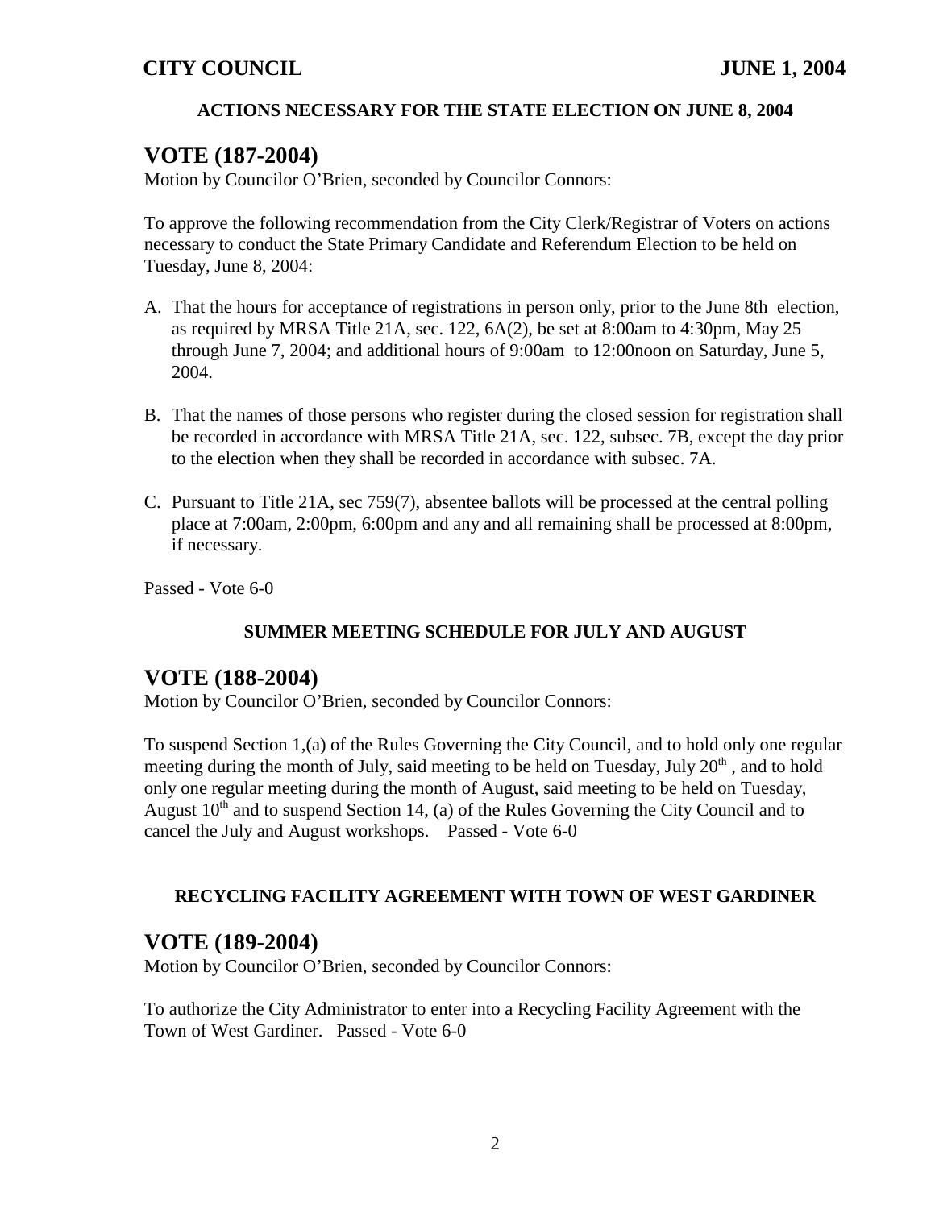#### ACTIONS NECESSARY FOR THE STATE ELECTION ON JUNE 8, 2004

## VOTE (187-2004)

Motion by Councilor O'Brien, seconded by Councilor Connors:

To approve the following recommendation from the City Clerk/Registrar of Voters on actions necessary to conduct the State Primary Candidate and Referendum Election to be held on Tuesday, June 8, 2004:

A. That the hours for acceptance of registrations in person only, prior to the June 8th election, as required by MRSA Title 21A, sec. 122, 6A(2), be set at 8:00am to 4:30pm, May 25 through June 7, 2004; and additional hours of 9:00am to 12:00noon on Saturday, June 5, 2004.

B. That the names of those persons who register during the closed session for registration shall be recorded in accordance with MRSA Title 21A, sec. 122, subsec. 7B, except the day prior to the election when they shall be recorded in accordance with subsec. 7A.

C. Pursuant to Title 21A, sec 759(7), absentee ballots will be processed at the central polling place at 7:00am, 2:00pm, 6:00pm and any and all remaining shall be processed at 8:00pm, if necessary.

Passed - Vote 6-0

#### SUMMER MEETING SCHEDULE FOR JULY AND AUGUST

## VOTE (188-2004)

Motion by Councilor O'Brien, seconded by Councilor Connors:

To suspend Section 1,(a) of the Rules Governing the City Council, and to hold only one regular meeting during the month of July, said meeting to be held on Tuesday, July 20th , and to hold only one regular meeting during the month of August, said meeting to be held on Tuesday, August 10th and to suspend Section 14, (a) of the Rules Governing the City Council and to cancel the July and August workshops. Passed - Vote 6-0

#### RECYCLING FACILITY AGREEMENT WITH TOWN OF WEST GARDINER

## VOTE (189-2004)

Motion by Councilor O'Brien, seconded by Councilor Connors:

To authorize the City Administrator to enter into a Recycling Facility Agreement with the Town of West Gardiner. Passed - Vote 6-0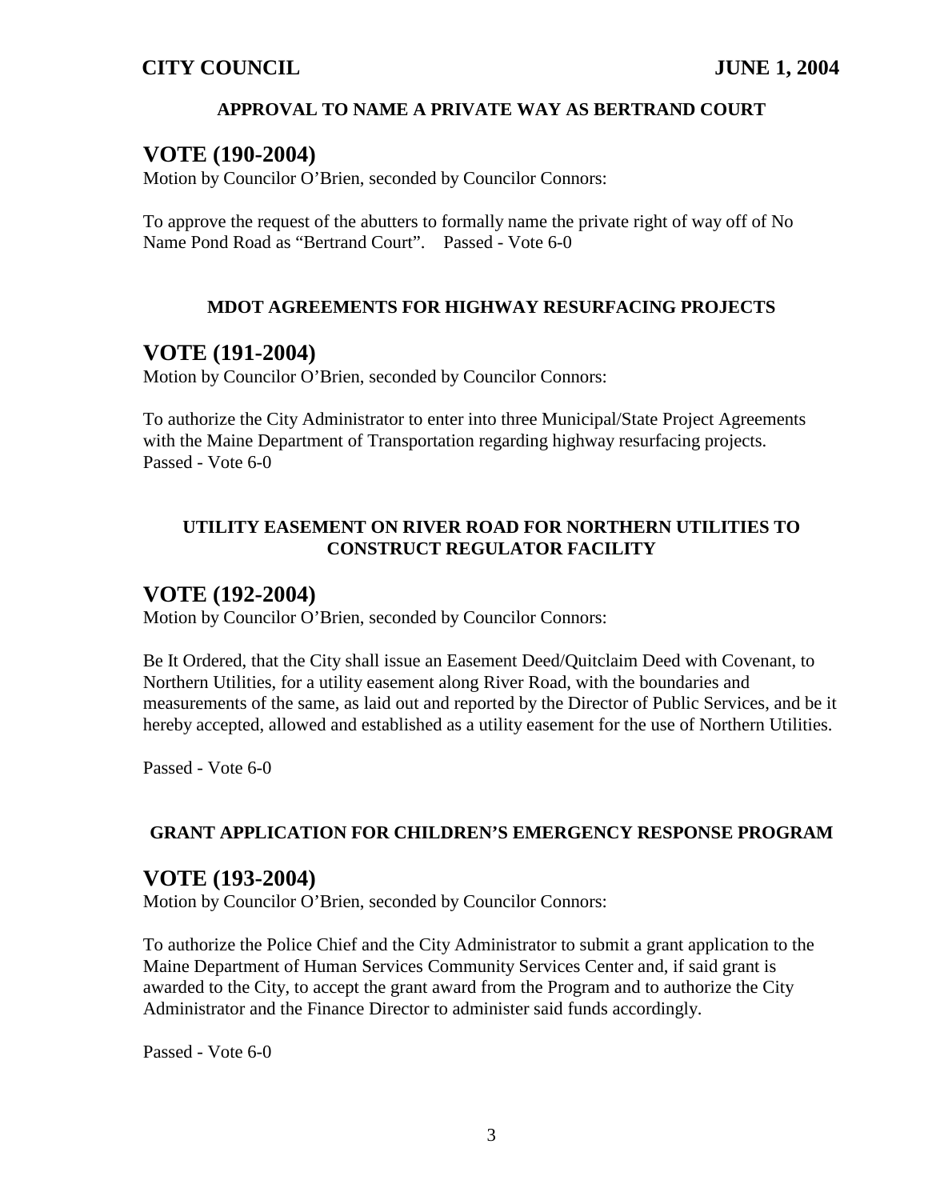### APPROVAL TO NAME A PRIVATE WAY AS BERTRAND COURT

## VOTE (190-2004)

Motion by Councilor O'Brien, seconded by Councilor Connors:

To approve the request of the abutters to formally name the private right of way off of No Name Pond Road as "Bertrand Court". Passed - Vote 6-0

### MDOT AGREEMENTS FOR HIGHWAY RESURFACING PROJECTS

## VOTE (191-2004)

Motion by Councilor O'Brien, seconded by Councilor Connors:

To authorize the City Administrator to enter into three Municipal/State Project Agreements with the Maine Department of Transportation regarding highway resurfacing projects. Passed - Vote 6-0

### UTILITY EASEMENT ON RIVER ROAD FOR NORTHERN UTILITIES TO CONSTRUCT REGULATOR FACILITY

## VOTE (192-2004)

Motion by Councilor O'Brien, seconded by Councilor Connors:

Be It Ordered, that the City shall issue an Easement Deed/Quitclaim Deed with Covenant, to Northern Utilities, for a utility easement along River Road, with the boundaries and measurements of the same, as laid out and reported by the Director of Public Services, and be it hereby accepted, allowed and established as a utility easement for the use of Northern Utilities.

Passed - Vote 6-0

### GRANT APPLICATION FOR CHILDREN'S EMERGENCY RESPONSE PROGRAM

## VOTE (193-2004)

Motion by Councilor O'Brien, seconded by Councilor Connors:

To authorize the Police Chief and the City Administrator to submit a grant application to the Maine Department of Human Services Community Services Center and, if said grant is awarded to the City, to accept the grant award from the Program and to authorize the City Administrator and the Finance Director to administer said funds accordingly.

Passed - Vote 6-0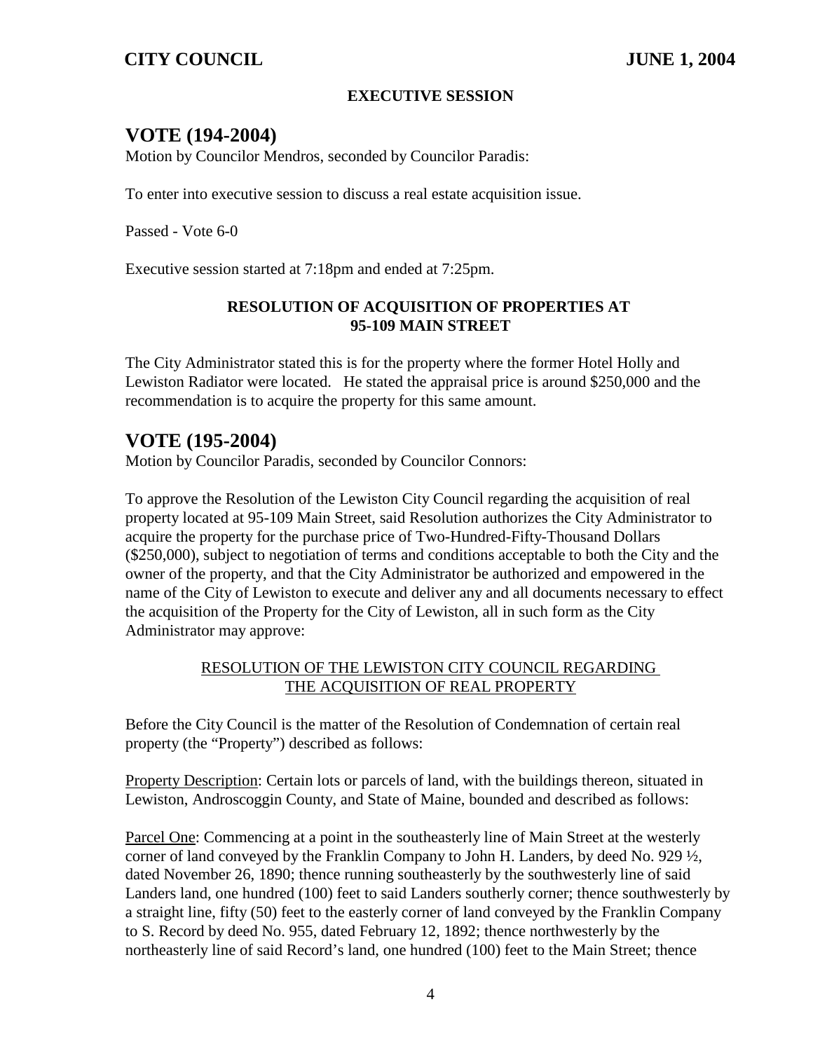**EXECUTIVE SESSION**

## VOTE (194-2004)

Motion by Councilor Mendros, seconded by Councilor Paradis:

To enter into executive session to discuss a real estate acquisition issue.

Passed - Vote 6-0

Executive session started at 7:18pm and ended at 7:25pm.

**RESOLUTION OF ACQUISITION OF PROPERTIES AT 95-109 MAIN STREET**

The City Administrator stated this is for the property where the former Hotel Holly and Lewiston Radiator were located. He stated the appraisal price is around $250,000 and the recommendation is to acquire the property for this same amount.

## VOTE (195-2004)

Motion by Councilor Paradis, seconded by Councilor Connors:

To approve the Resolution of the Lewiston City Council regarding the acquisition of real property located at 95-109 Main Street, said Resolution authorizes the City Administrator to acquire the property for the purchase price of Two-Hundred-Fifty-Thousand Dollars ($250,000), subject to negotiation of terms and conditions acceptable to both the City and the owner of the property, and that the City Administrator be authorized and empowered in the name of the City of Lewiston to execute and deliver any and all documents necessary to effect the acquisition of the Property for the City of Lewiston, all in such form as the City Administrator may approve:

RESOLUTION OF THE LEWISTON CITY COUNCIL REGARDING THE ACQUISITION OF REAL PROPERTY

Before the City Council is the matter of the Resolution of Condemnation of certain real property (the "Property") described as follows:

Property Description: Certain lots or parcels of land, with the buildings thereon, situated in Lewiston, Androscoggin County, and State of Maine, bounded and described as follows:

Parcel One: Commencing at a point in the southeasterly line of Main Street at the westerly corner of land conveyed by the Franklin Company to John H. Landers, by deed No. 929 ½, dated November 26, 1890; thence running southeasterly by the southwesterly line of said Landers land, one hundred (100) feet to said Landers southerly corner; thence southwesterly by a straight line, fifty (50) feet to the easterly corner of land conveyed by the Franklin Company to S. Record by deed No. 955, dated February 12, 1892; thence northwesterly by the northeasterly line of said Record's land, one hundred (100) feet to the Main Street; thence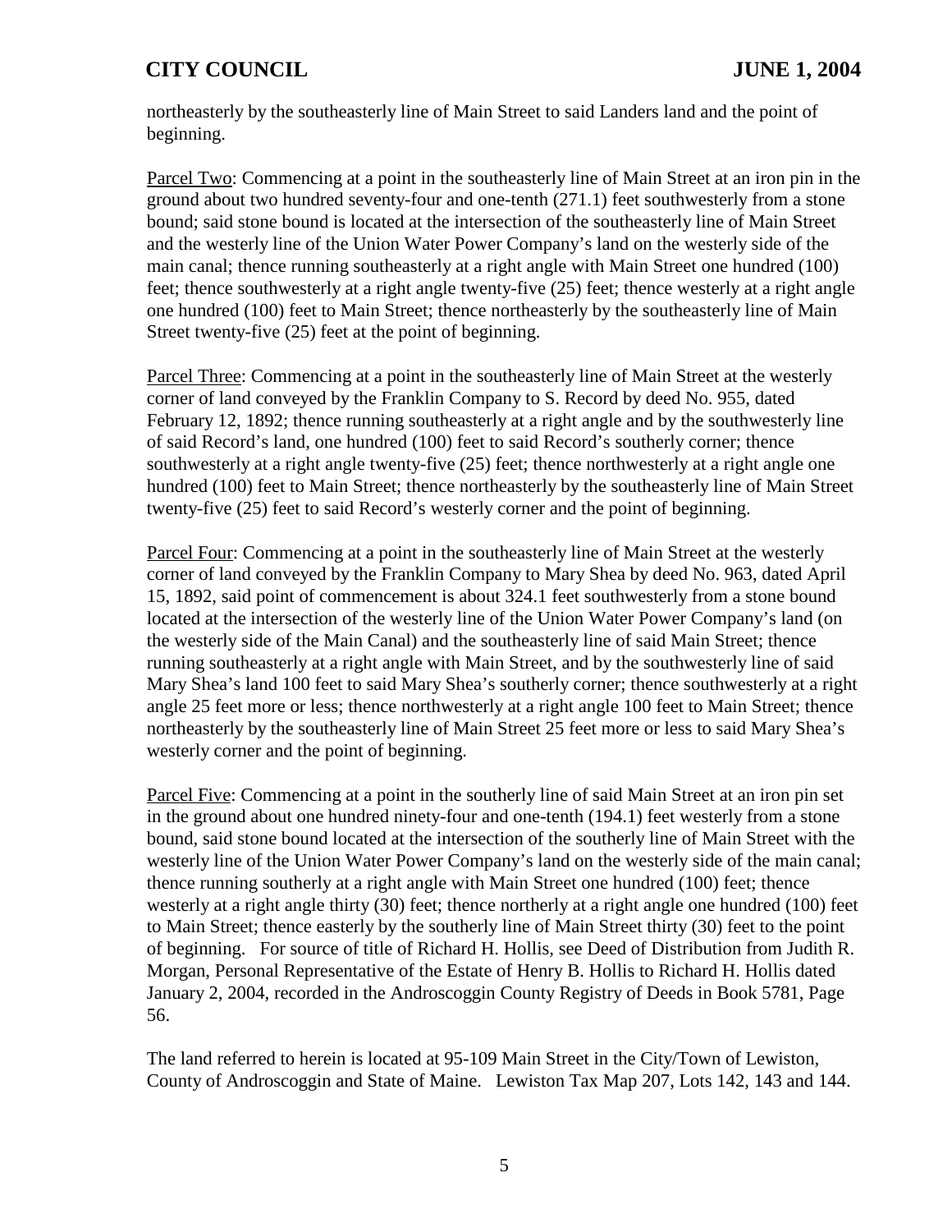northeasterly by the southeasterly line of Main Street to said Landers land and the point of beginning.

Parcel Two: Commencing at a point in the southeasterly line of Main Street at an iron pin in the ground about two hundred seventy-four and one-tenth (271.1) feet southwesterly from a stone bound; said stone bound is located at the intersection of the southeasterly line of Main Street and the westerly line of the Union Water Power Company's land on the westerly side of the main canal; thence running southeasterly at a right angle with Main Street one hundred (100) feet; thence southwesterly at a right angle twenty-five (25) feet; thence westerly at a right angle one hundred (100) feet to Main Street; thence northeasterly by the southeasterly line of Main Street twenty-five (25) feet at the point of beginning.

Parcel Three: Commencing at a point in the southeasterly line of Main Street at the westerly corner of land conveyed by the Franklin Company to S. Record by deed No. 955, dated February 12, 1892; thence running southeasterly at a right angle and by the southwesterly line of said Record's land, one hundred (100) feet to said Record's southerly corner; thence southwesterly at a right angle twenty-five (25) feet; thence northwesterly at a right angle one hundred (100) feet to Main Street; thence northeasterly by the southeasterly line of Main Street twenty-five (25) feet to said Record's westerly corner and the point of beginning.

Parcel Four: Commencing at a point in the southeasterly line of Main Street at the westerly corner of land conveyed by the Franklin Company to Mary Shea by deed No. 963, dated April 15, 1892, said point of commencement is about 324.1 feet southwesterly from a stone bound located at the intersection of the westerly line of the Union Water Power Company's land (on the westerly side of the Main Canal) and the southeasterly line of said Main Street; thence running southeasterly at a right angle with Main Street, and by the southwesterly line of said Mary Shea's land 100 feet to said Mary Shea's southerly corner; thence southwesterly at a right angle 25 feet more or less; thence northwesterly at a right angle 100 feet to Main Street; thence northeasterly by the southeasterly line of Main Street 25 feet more or less to said Mary Shea's westerly corner and the point of beginning.

Parcel Five: Commencing at a point in the southerly line of said Main Street at an iron pin set in the ground about one hundred ninety-four and one-tenth (194.1) feet westerly from a stone bound, said stone bound located at the intersection of the southerly line of Main Street with the westerly line of the Union Water Power Company's land on the westerly side of the main canal; thence running southerly at a right angle with Main Street one hundred (100) feet; thence westerly at a right angle thirty (30) feet; thence northerly at a right angle one hundred (100) feet to Main Street; thence easterly by the southerly line of Main Street thirty (30) feet to the point of beginning. For source of title of Richard H. Hollis, see Deed of Distribution from Judith R. Morgan, Personal Representative of the Estate of Henry B. Hollis to Richard H. Hollis dated January 2, 2004, recorded in the Androscoggin County Registry of Deeds in Book 5781, Page 56.

The land referred to herein is located at 95-109 Main Street in the City/Town of Lewiston, County of Androscoggin and State of Maine. Lewiston Tax Map 207, Lots 142, 143 and 144.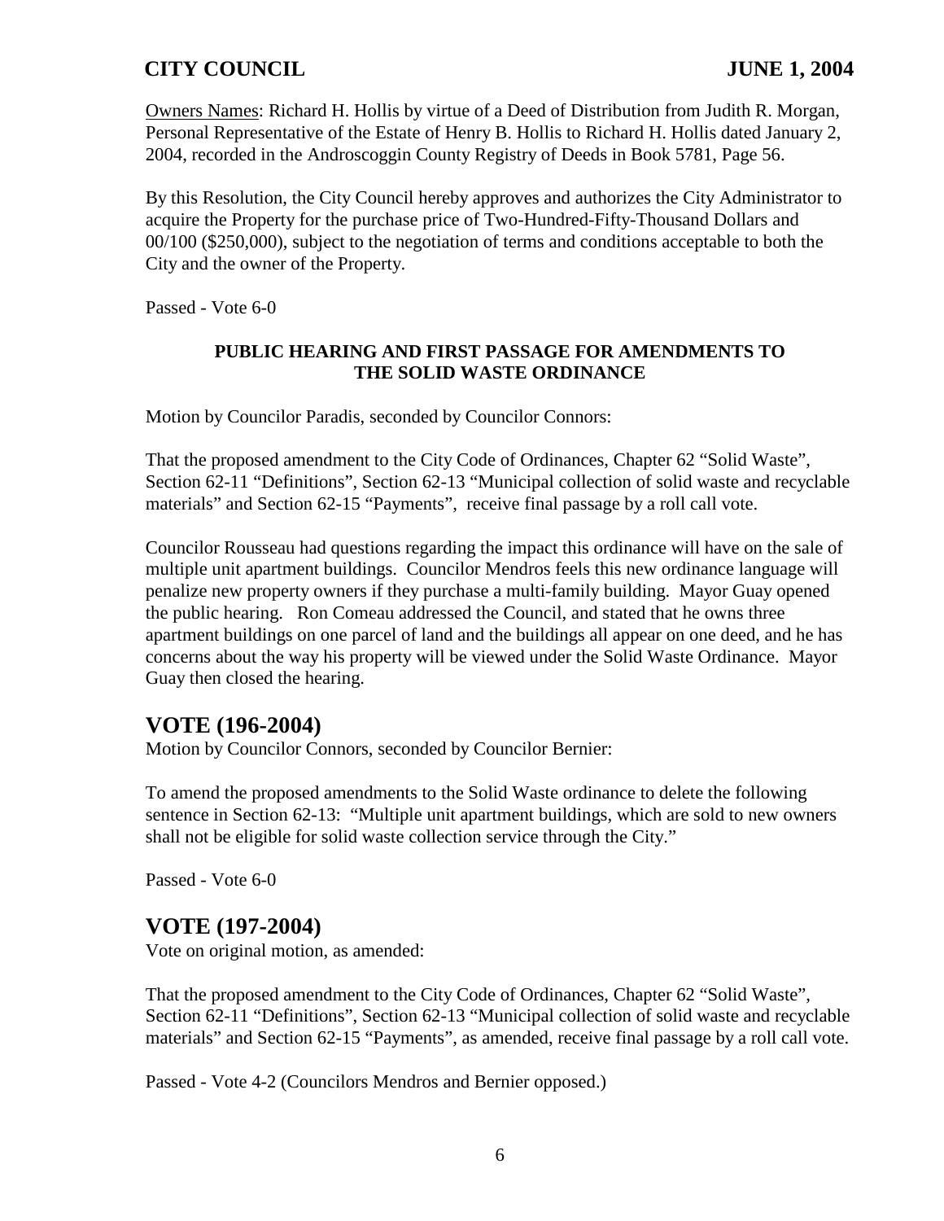Owners Names: Richard H. Hollis by virtue of a Deed of Distribution from Judith R. Morgan, Personal Representative of the Estate of Henry B. Hollis to Richard H. Hollis dated January 2, 2004, recorded in the Androscoggin County Registry of Deeds in Book 5781, Page 56.

By this Resolution, the City Council hereby approves and authorizes the City Administrator to acquire the Property for the purchase price of Two-Hundred-Fifty-Thousand Dollars and 00/100 ($250,000), subject to the negotiation of terms and conditions acceptable to both the City and the owner of the Property.

Passed - Vote 6-0

**PUBLIC HEARING AND FIRST PASSAGE FOR AMENDMENTS TO THE SOLID WASTE ORDINANCE**

Motion by Councilor Paradis, seconded by Councilor Connors:

That the proposed amendment to the City Code of Ordinances, Chapter 62 "Solid Waste", Section 62-11 "Definitions", Section 62-13 "Municipal collection of solid waste and recyclable materials" and Section 62-15 "Payments", receive final passage by a roll call vote.

Councilor Rousseau had questions regarding the impact this ordinance will have on the sale of multiple unit apartment buildings. Councilor Mendros feels this new ordinance language will penalize new property owners if they purchase a multi-family building. Mayor Guay opened the public hearing. Ron Comeau addressed the Council, and stated that he owns three apartment buildings on one parcel of land and the buildings all appear on one deed, and he has concerns about the way his property will be viewed under the Solid Waste Ordinance. Mayor Guay then closed the hearing.

## VOTE (196-2004)

Motion by Councilor Connors, seconded by Councilor Bernier:

To amend the proposed amendments to the Solid Waste ordinance to delete the following sentence in Section 62-13: "Multiple unit apartment buildings, which are sold to new owners shall not be eligible for solid waste collection service through the City."

Passed - Vote 6-0

## VOTE (197-2004)

Vote on original motion, as amended:

That the proposed amendment to the City Code of Ordinances, Chapter 62 "Solid Waste", Section 62-11 "Definitions", Section 62-13 "Municipal collection of solid waste and recyclable materials" and Section 62-15 "Payments", as amended, receive final passage by a roll call vote.

Passed - Vote 4-2 (Councilors Mendros and Bernier opposed.)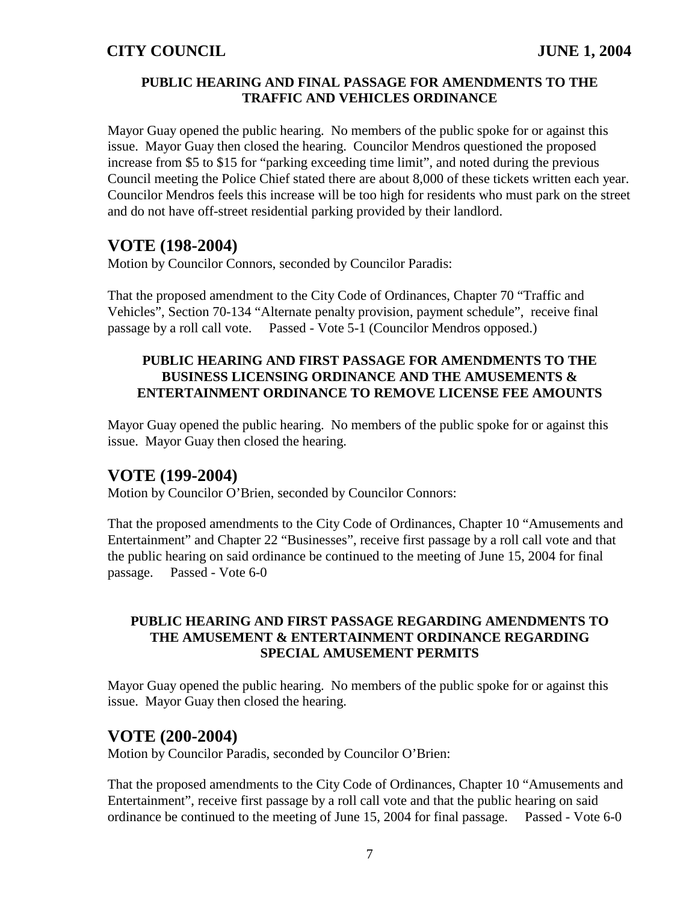#### PUBLIC HEARING AND FINAL PASSAGE FOR AMENDMENTS TO THE TRAFFIC AND VEHICLES ORDINANCE

Mayor Guay opened the public hearing. No members of the public spoke for or against this issue. Mayor Guay then closed the hearing. Councilor Mendros questioned the proposed increase from $5 to $15 for "parking exceeding time limit", and noted during the previous Council meeting the Police Chief stated there are about 8,000 of these tickets written each year. Councilor Mendros feels this increase will be too high for residents who must park on the street and do not have off-street residential parking provided by their landlord.

## VOTE (198-2004)

Motion by Councilor Connors, seconded by Councilor Paradis:

That the proposed amendment to the City Code of Ordinances, Chapter 70 "Traffic and Vehicles", Section 70-134 "Alternate penalty provision, payment schedule", receive final passage by a roll call vote. Passed - Vote 5-1 (Councilor Mendros opposed.)

#### PUBLIC HEARING AND FIRST PASSAGE FOR AMENDMENTS TO THE BUSINESS LICENSING ORDINANCE AND THE AMUSEMENTS & ENTERTAINMENT ORDINANCE TO REMOVE LICENSE FEE AMOUNTS

Mayor Guay opened the public hearing. No members of the public spoke for or against this issue. Mayor Guay then closed the hearing.

## VOTE (199-2004)

Motion by Councilor O'Brien, seconded by Councilor Connors:

That the proposed amendments to the City Code of Ordinances, Chapter 10 "Amusements and Entertainment" and Chapter 22 "Businesses", receive first passage by a roll call vote and that the public hearing on said ordinance be continued to the meeting of June 15, 2004 for final passage. Passed - Vote 6-0

#### PUBLIC HEARING AND FIRST PASSAGE REGARDING AMENDMENTS TO THE AMUSEMENT & ENTERTAINMENT ORDINANCE REGARDING SPECIAL AMUSEMENT PERMITS

Mayor Guay opened the public hearing. No members of the public spoke for or against this issue. Mayor Guay then closed the hearing.

## VOTE (200-2004)

Motion by Councilor Paradis, seconded by Councilor O'Brien:

That the proposed amendments to the City Code of Ordinances, Chapter 10 "Amusements and Entertainment", receive first passage by a roll call vote and that the public hearing on said ordinance be continued to the meeting of June 15, 2004 for final passage. Passed - Vote 6-0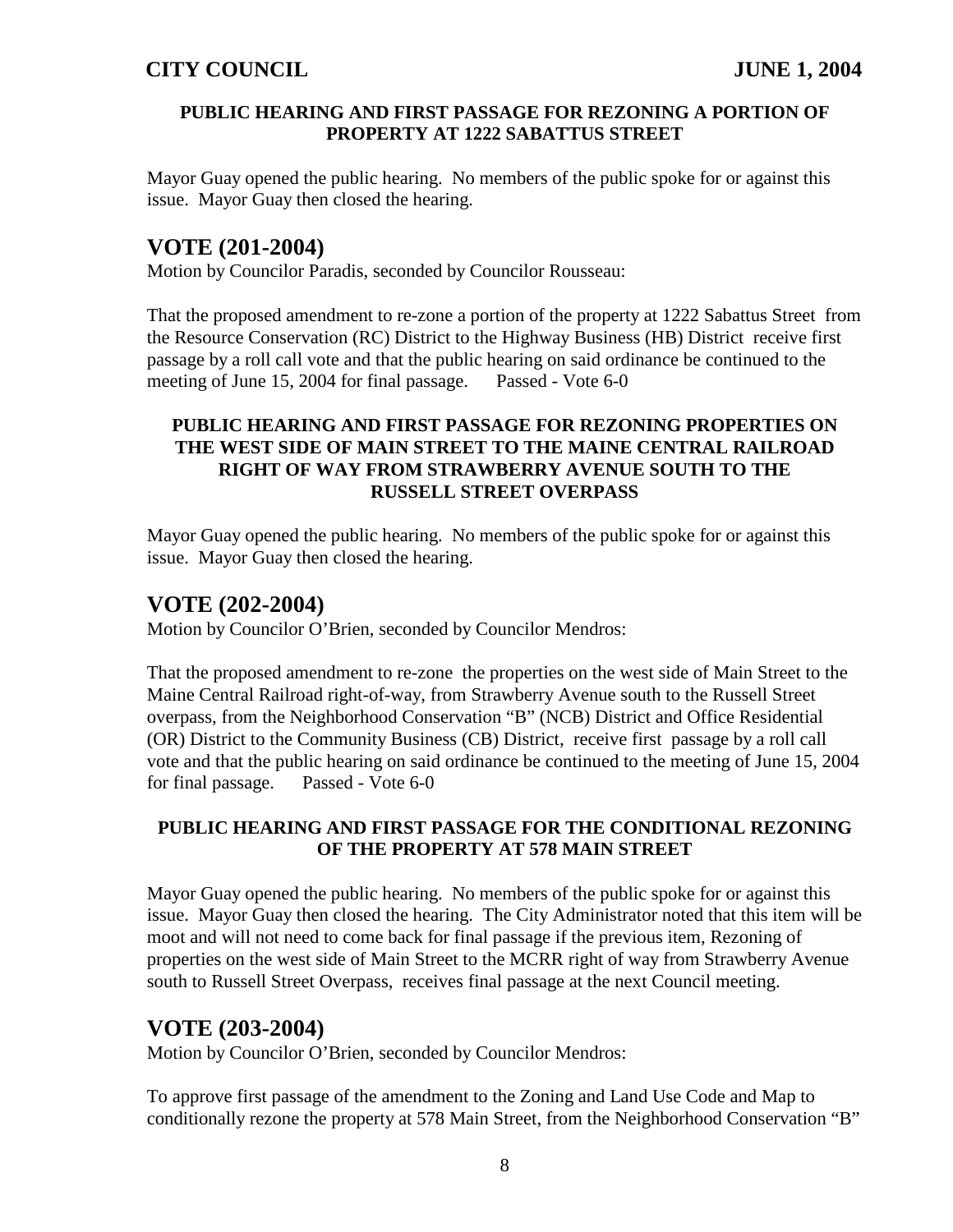### PUBLIC HEARING AND FIRST PASSAGE FOR REZONING A PORTION OF PROPERTY AT 1222 SABATTUS STREET

Mayor Guay opened the public hearing. No members of the public spoke for or against this issue. Mayor Guay then closed the hearing.

## VOTE (201-2004)

Motion by Councilor Paradis, seconded by Councilor Rousseau:

That the proposed amendment to re-zone a portion of the property at 1222 Sabattus Street from the Resource Conservation (RC) District to the Highway Business (HB) District receive first passage by a roll call vote and that the public hearing on said ordinance be continued to the meeting of June 15, 2004 for final passage. Passed - Vote 6-0

### PUBLIC HEARING AND FIRST PASSAGE FOR REZONING PROPERTIES ON THE WEST SIDE OF MAIN STREET TO THE MAINE CENTRAL RAILROAD RIGHT OF WAY FROM STRAWBERRY AVENUE SOUTH TO THE RUSSELL STREET OVERPASS

Mayor Guay opened the public hearing. No members of the public spoke for or against this issue. Mayor Guay then closed the hearing.

## VOTE (202-2004)

Motion by Councilor O'Brien, seconded by Councilor Mendros:

That the proposed amendment to re-zone the properties on the west side of Main Street to the Maine Central Railroad right-of-way, from Strawberry Avenue south to the Russell Street overpass, from the Neighborhood Conservation "B" (NCB) District and Office Residential (OR) District to the Community Business (CB) District, receive first passage by a roll call vote and that the public hearing on said ordinance be continued to the meeting of June 15, 2004 for final passage. Passed - Vote 6-0

### PUBLIC HEARING AND FIRST PASSAGE FOR THE CONDITIONAL REZONING OF THE PROPERTY AT 578 MAIN STREET

Mayor Guay opened the public hearing. No members of the public spoke for or against this issue. Mayor Guay then closed the hearing. The City Administrator noted that this item will be moot and will not need to come back for final passage if the previous item, Rezoning of properties on the west side of Main Street to the MCRR right of way from Strawberry Avenue south to Russell Street Overpass, receives final passage at the next Council meeting.

## VOTE (203-2004)

Motion by Councilor O'Brien, seconded by Councilor Mendros:

To approve first passage of the amendment to the Zoning and Land Use Code and Map to conditionally rezone the property at 578 Main Street, from the Neighborhood Conservation "B"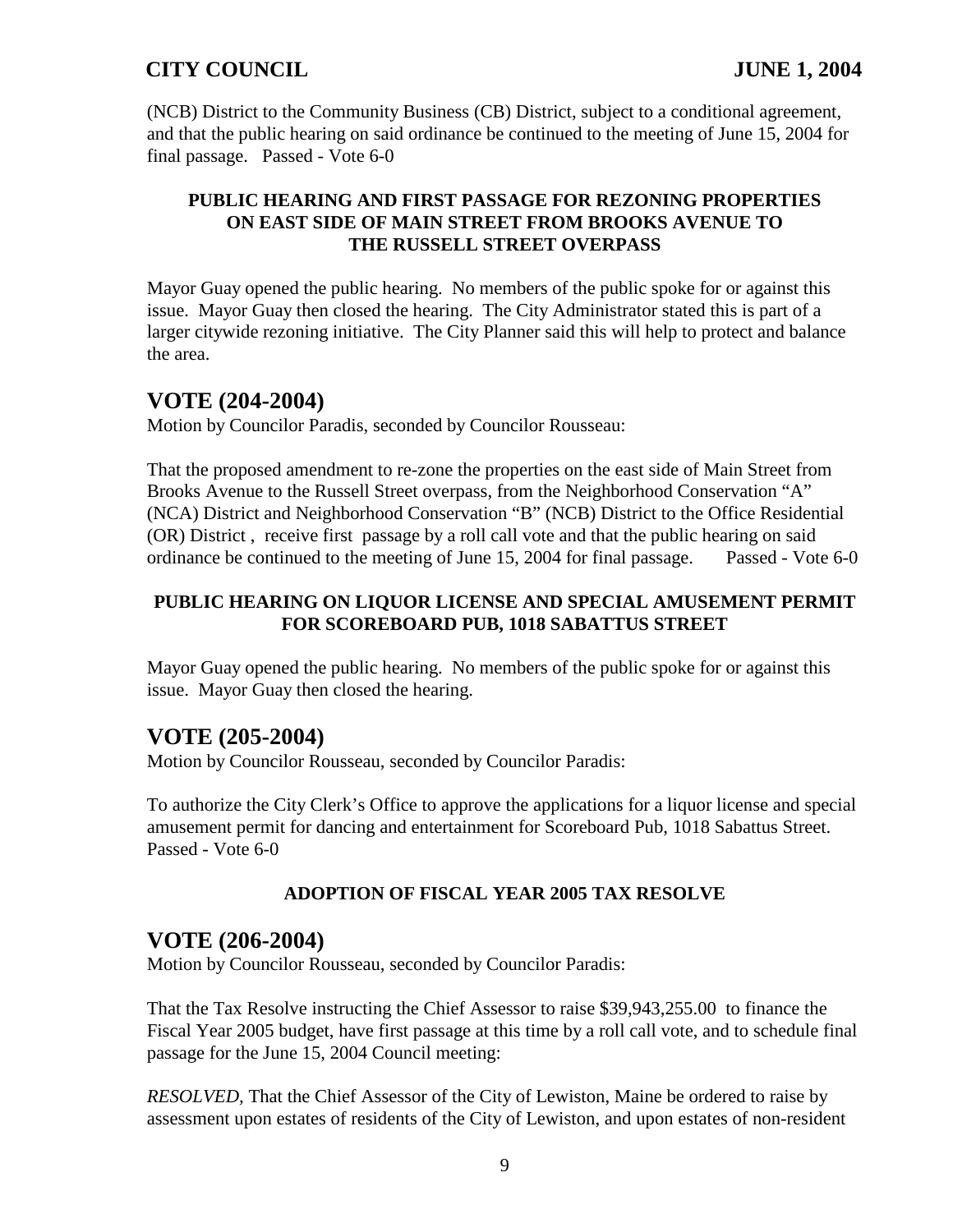(NCB) District to the Community Business (CB) District, subject to a conditional agreement, and that the public hearing on said ordinance be continued to the meeting of June 15, 2004 for final passage. Passed - Vote 6-0

**PUBLIC HEARING AND FIRST PASSAGE FOR REZONING PROPERTIES ON EAST SIDE OF MAIN STREET FROM BROOKS AVENUE TO THE RUSSELL STREET OVERPASS**

Mayor Guay opened the public hearing. No members of the public spoke for or against this issue. Mayor Guay then closed the hearing. The City Administrator stated this is part of a larger citywide rezoning initiative. The City Planner said this will help to protect and balance the area.

## VOTE (204-2004)

Motion by Councilor Paradis, seconded by Councilor Rousseau:

That the proposed amendment to re-zone the properties on the east side of Main Street from Brooks Avenue to the Russell Street overpass, from the Neighborhood Conservation "A" (NCA) District and Neighborhood Conservation "B" (NCB) District to the Office Residential (OR) District , receive first passage by a roll call vote and that the public hearing on said ordinance be continued to the meeting of June 15, 2004 for final passage. Passed - Vote 6-0

**PUBLIC HEARING ON LIQUOR LICENSE AND SPECIAL AMUSEMENT PERMIT FOR SCOREBOARD PUB, 1018 SABATTUS STREET**

Mayor Guay opened the public hearing. No members of the public spoke for or against this issue. Mayor Guay then closed the hearing.

## VOTE (205-2004)

Motion by Councilor Rousseau, seconded by Councilor Paradis:

To authorize the City Clerk's Office to approve the applications for a liquor license and special amusement permit for dancing and entertainment for Scoreboard Pub, 1018 Sabattus Street. Passed - Vote 6-0

**ADOPTION OF FISCAL YEAR 2005 TAX RESOLVE**

## VOTE (206-2004)

Motion by Councilor Rousseau, seconded by Councilor Paradis:

That the Tax Resolve instructing the Chief Assessor to raise $39,943,255.00 to finance the Fiscal Year 2005 budget, have first passage at this time by a roll call vote, and to schedule final passage for the June 15, 2004 Council meeting:

*RESOLVED,* That the Chief Assessor of the City of Lewiston, Maine be ordered to raise by assessment upon estates of residents of the City of Lewiston, and upon estates of non-resident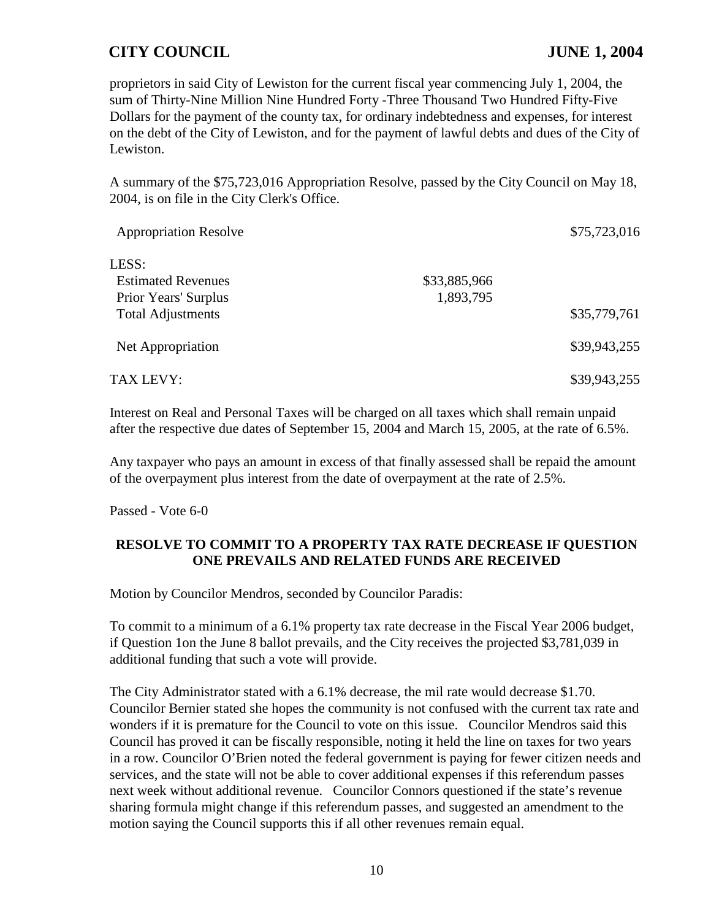proprietors in said City of Lewiston for the current fiscal year commencing July 1, 2004, the sum of Thirty-Nine Million Nine Hundred Forty -Three Thousand Two Hundred Fifty-Five Dollars for the payment of the county tax, for ordinary indebtedness and expenses, for interest on the debt of the City of Lewiston, and for the payment of lawful debts and dues of the City of Lewiston.

A summary of the $75,723,016 Appropriation Resolve, passed by the City Council on May 18, 2004, is on file in the City Clerk's Office.

| | | |
|---|---|---|
| Appropriation Resolve | | $75,723,016 |
| LESS: | | |
| Estimated Revenues | $33,885,966 | |
| Prior Years' Surplus | 1,893,795 | |
| Total Adjustments | | $35,779,761 |
| Net Appropriation | | $39,943,255 |
| TAX LEVY: | | $39,943,255 |

Interest on Real and Personal Taxes will be charged on all taxes which shall remain unpaid after the respective due dates of September 15, 2004 and March 15, 2005, at the rate of 6.5%.

Any taxpayer who pays an amount in excess of that finally assessed shall be repaid the amount of the overpayment plus interest from the date of overpayment at the rate of 2.5%.

Passed - Vote 6-0

**RESOLVE TO COMMIT TO A PROPERTY TAX RATE DECREASE IF QUESTION ONE PREVAILS AND RELATED FUNDS ARE RECEIVED**

Motion by Councilor Mendros, seconded by Councilor Paradis:

To commit to a minimum of a 6.1% property tax rate decrease in the Fiscal Year 2006 budget, if Question 1on the June 8 ballot prevails, and the City receives the projected $3,781,039 in additional funding that such a vote will provide.

The City Administrator stated with a 6.1% decrease, the mil rate would decrease $1.70. Councilor Bernier stated she hopes the community is not confused with the current tax rate and wonders if it is premature for the Council to vote on this issue. Councilor Mendros said this Council has proved it can be fiscally responsible, noting it held the line on taxes for two years in a row. Councilor O'Brien noted the federal government is paying for fewer citizen needs and services, and the state will not be able to cover additional expenses if this referendum passes next week without additional revenue. Councilor Connors questioned if the state's revenue sharing formula might change if this referendum passes, and suggested an amendment to the motion saying the Council supports this if all other revenues remain equal.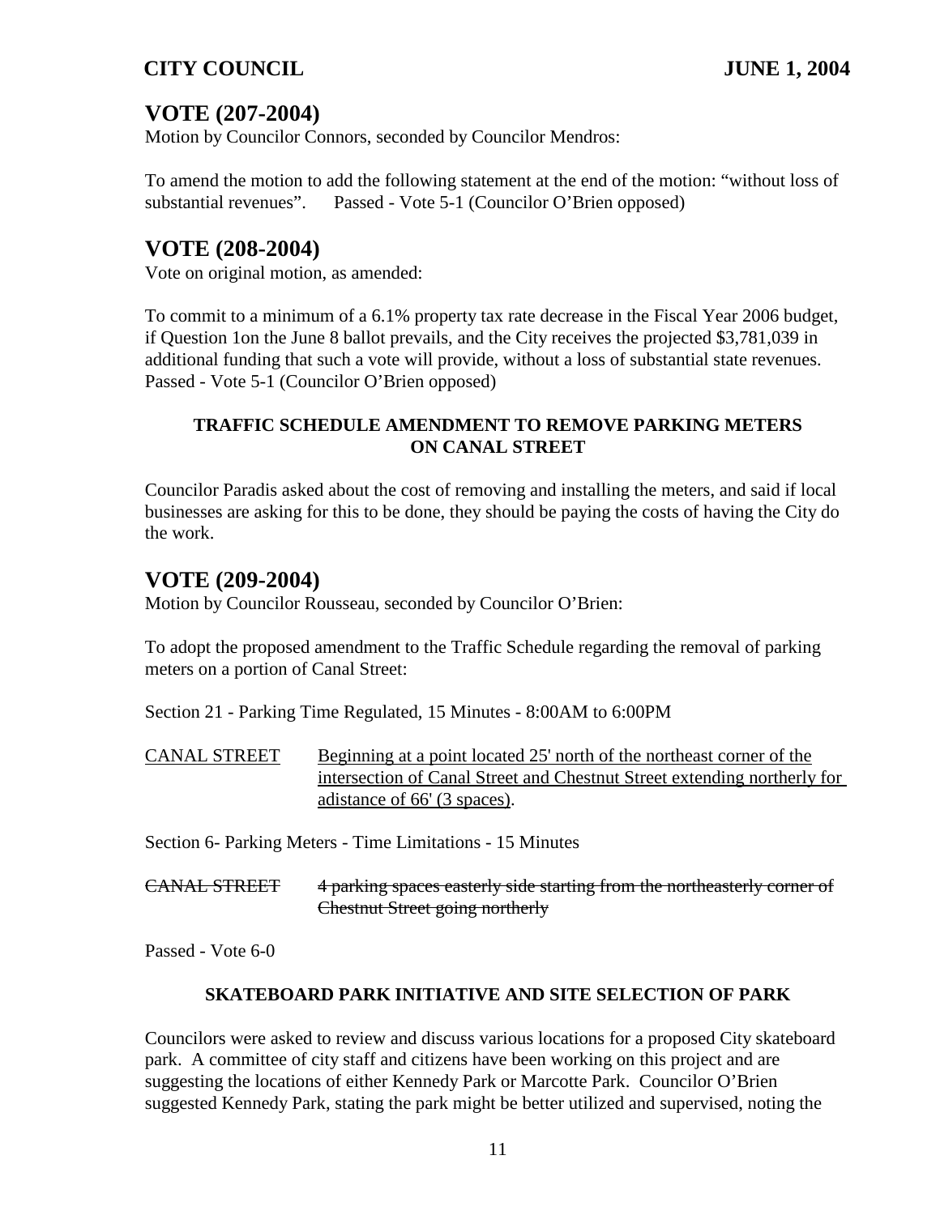## VOTE (207-2004)

Motion by Councilor Connors, seconded by Councilor Mendros:

To amend the motion to add the following statement at the end of the motion: "without loss of substantial revenues". Passed - Vote 5-1 (Councilor O'Brien opposed)

## VOTE (208-2004)

Vote on original motion, as amended:

To commit to a minimum of a 6.1% property tax rate decrease in the Fiscal Year 2006 budget, if Question 1on the June 8 ballot prevails, and the City receives the projected $3,781,039 in additional funding that such a vote will provide, without a loss of substantial state revenues. Passed - Vote 5-1 (Councilor O'Brien opposed)

### TRAFFIC SCHEDULE AMENDMENT TO REMOVE PARKING METERS ON CANAL STREET

Councilor Paradis asked about the cost of removing and installing the meters, and said if local businesses are asking for this to be done, they should be paying the costs of having the City do the work.

## VOTE (209-2004)

Motion by Councilor Rousseau, seconded by Councilor O'Brien:

To adopt the proposed amendment to the Traffic Schedule regarding the removal of parking meters on a portion of Canal Street:

Section 21 - Parking Time Regulated, 15 Minutes - 8:00AM to 6:00PM

<u>CANAL STREET</u> <u>Beginning at a point located 25' north of the northeast corner of the intersection of Canal Street and Chestnut Street extending northerly for adistance of 66' (3 spaces)</u>.

Section 6- Parking Meters - Time Limitations - 15 Minutes

~~CANAL STREET~~ ~~4 parking spaces easterly side starting from the northeasterly corner of Chestnut Street going northerly~~

Passed - Vote 6-0

### SKATEBOARD PARK INITIATIVE AND SITE SELECTION OF PARK

Councilors were asked to review and discuss various locations for a proposed City skateboard park. A committee of city staff and citizens have been working on this project and are suggesting the locations of either Kennedy Park or Marcotte Park. Councilor O'Brien suggested Kennedy Park, stating the park might be better utilized and supervised, noting the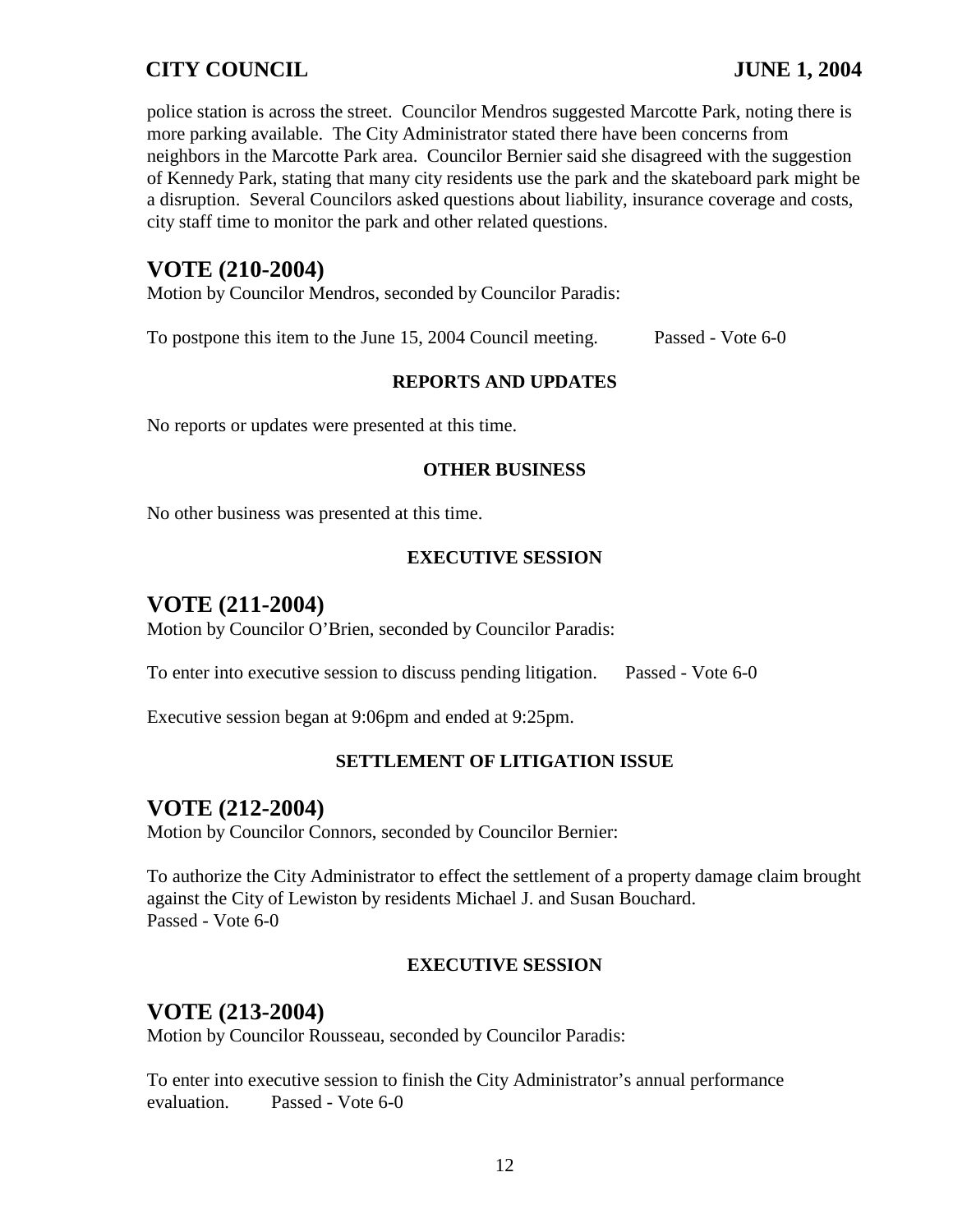police station is across the street. Councilor Mendros suggested Marcotte Park, noting there is more parking available. The City Administrator stated there have been concerns from neighbors in the Marcotte Park area. Councilor Bernier said she disagreed with the suggestion of Kennedy Park, stating that many city residents use the park and the skateboard park might be a disruption. Several Councilors asked questions about liability, insurance coverage and costs, city staff time to monitor the park and other related questions.

## VOTE (210-2004)

Motion by Councilor Mendros, seconded by Councilor Paradis:

To postpone this item to the June 15, 2004 Council meeting. Passed - Vote 6-0

**REPORTS AND UPDATES**

No reports or updates were presented at this time.

**OTHER BUSINESS**

No other business was presented at this time.

**EXECUTIVE SESSION**

## VOTE (211-2004)

Motion by Councilor O'Brien, seconded by Councilor Paradis:

To enter into executive session to discuss pending litigation. Passed - Vote 6-0

Executive session began at 9:06pm and ended at 9:25pm.

**SETTLEMENT OF LITIGATION ISSUE**

## VOTE (212-2004)

Motion by Councilor Connors, seconded by Councilor Bernier:

To authorize the City Administrator to effect the settlement of a property damage claim brought against the City of Lewiston by residents Michael J. and Susan Bouchard.
Passed - Vote 6-0

**EXECUTIVE SESSION**

## VOTE (213-2004)

Motion by Councilor Rousseau, seconded by Councilor Paradis:

To enter into executive session to finish the City Administrator's annual performance evaluation. Passed - Vote 6-0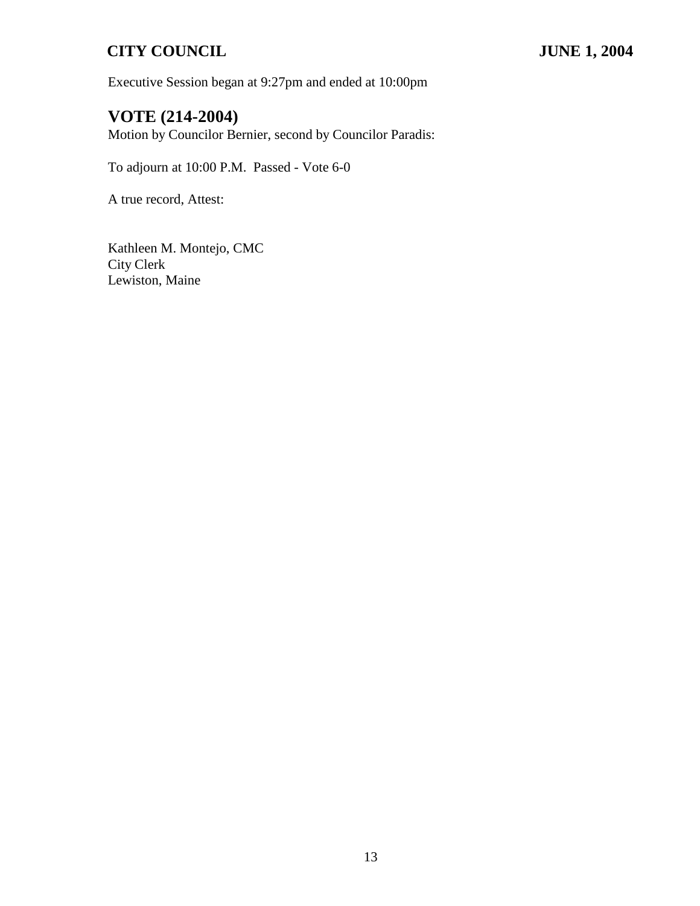Executive Session began at 9:27pm and ended at 10:00pm

## VOTE (214-2004)

Motion by Councilor Bernier, second by Councilor Paradis:

To adjourn at 10:00 P.M. Passed - Vote 6-0

A true record, Attest:

Kathleen M. Montejo, CMC
City Clerk
Lewiston, Maine